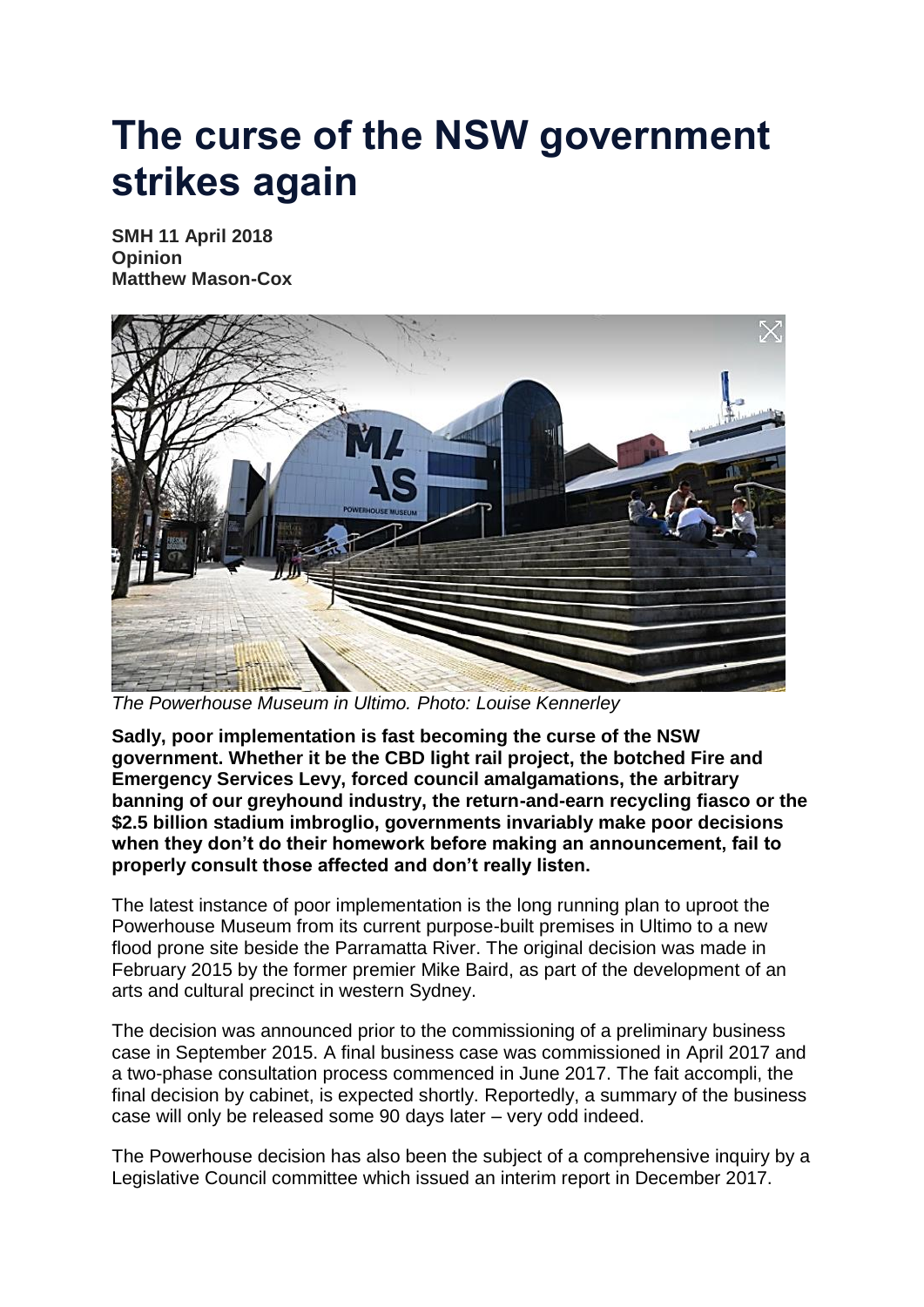# The curse of the NSW government strikes again

**SMH 11 April 2018**
**Opinion**
**Matthew Mason-Cox**

*The Powerhouse Museum in Ultimo. Photo: Louise Kennerley*

**Sadly, poor implementation is fast becoming the curse of the NSW government. Whether it be the CBD light rail project, the botched Fire and Emergency Services Levy, forced council amalgamations, the arbitrary banning of our greyhound industry, the return-and-earn recycling fiasco or the $2.5 billion stadium imbroglio, governments invariably make poor decisions when they don't do their homework before making an announcement, fail to properly consult those affected and don't really listen.**

The latest instance of poor implementation is the long running plan to uproot the Powerhouse Museum from its current purpose-built premises in Ultimo to a new flood prone site beside the Parramatta River. The original decision was made in February 2015 by the former premier Mike Baird, as part of the development of an arts and cultural precinct in western Sydney.

The decision was announced prior to the commissioning of a preliminary business case in September 2015. A final business case was commissioned in April 2017 and a two-phase consultation process commenced in June 2017. The fait accompli, the final decision by cabinet, is expected shortly. Reportedly, a summary of the business case will only be released some 90 days later – very odd indeed.

The Powerhouse decision has also been the subject of a comprehensive inquiry by a Legislative Council committee which issued an interim report in December 2017.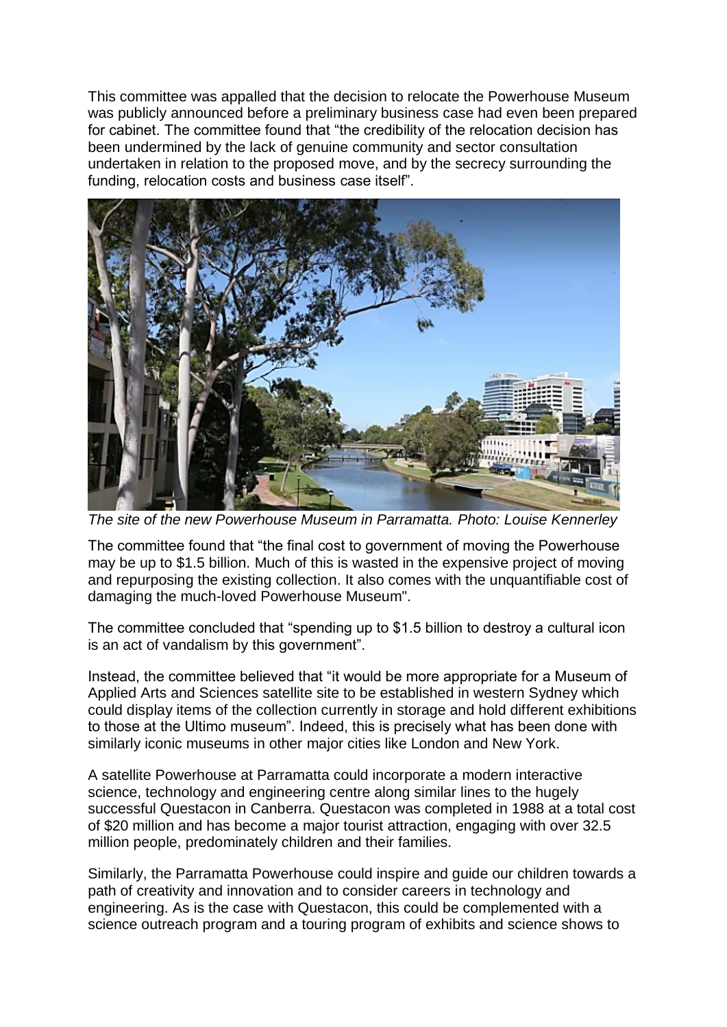This committee was appalled that the decision to relocate the Powerhouse Museum was publicly announced before a preliminary business case had even been prepared for cabinet. The committee found that "the credibility of the relocation decision has been undermined by the lack of genuine community and sector consultation undertaken in relation to the proposed move, and by the secrecy surrounding the funding, relocation costs and business case itself".

*The site of the new Powerhouse Museum in Parramatta. Photo: Louise Kennerley*

The committee found that "the final cost to government of moving the Powerhouse may be up to $1.5 billion. Much of this is wasted in the expensive project of moving and repurposing the existing collection. It also comes with the unquantifiable cost of damaging the much-loved Powerhouse Museum".

The committee concluded that "spending up to $1.5 billion to destroy a cultural icon is an act of vandalism by this government".

Instead, the committee believed that "it would be more appropriate for a Museum of Applied Arts and Sciences satellite site to be established in western Sydney which could display items of the collection currently in storage and hold different exhibitions to those at the Ultimo museum". Indeed, this is precisely what has been done with similarly iconic museums in other major cities like London and New York.

A satellite Powerhouse at Parramatta could incorporate a modern interactive science, technology and engineering centre along similar lines to the hugely successful Questacon in Canberra. Questacon was completed in 1988 at a total cost of $20 million and has become a major tourist attraction, engaging with over 32.5 million people, predominately children and their families.

Similarly, the Parramatta Powerhouse could inspire and guide our children towards a path of creativity and innovation and to consider careers in technology and engineering. As is the case with Questacon, this could be complemented with a science outreach program and a touring program of exhibits and science shows to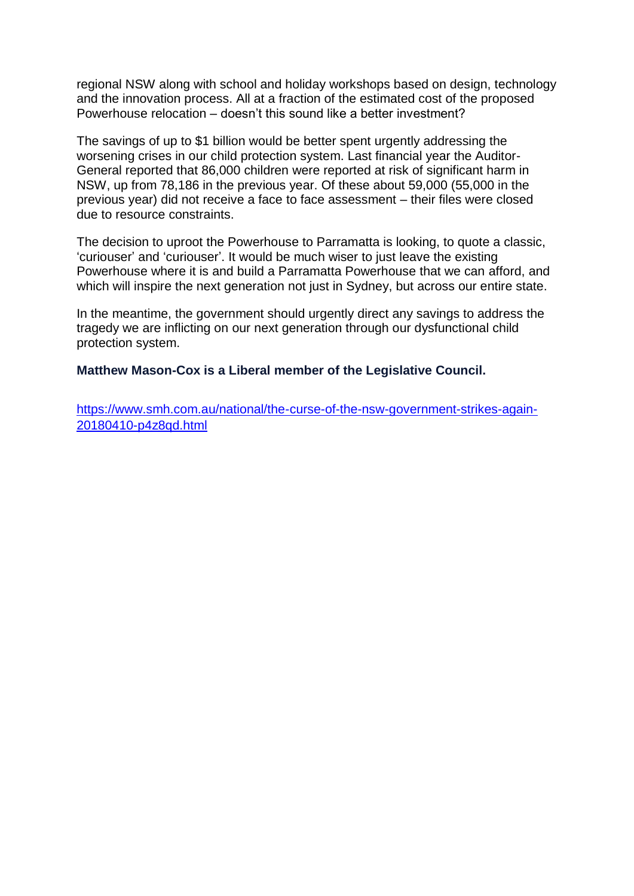regional NSW along with school and holiday workshops based on design, technology and the innovation process. All at a fraction of the estimated cost of the proposed Powerhouse relocation – doesn't this sound like a better investment?

The savings of up to $1 billion would be better spent urgently addressing the worsening crises in our child protection system. Last financial year the Auditor-General reported that 86,000 children were reported at risk of significant harm in NSW, up from 78,186 in the previous year. Of these about 59,000 (55,000 in the previous year) did not receive a face to face assessment – their files were closed due to resource constraints.

The decision to uproot the Powerhouse to Parramatta is looking, to quote a classic, 'curiouser' and 'curiouser'. It would be much wiser to just leave the existing Powerhouse where it is and build a Parramatta Powerhouse that we can afford, and which will inspire the next generation not just in Sydney, but across our entire state.

In the meantime, the government should urgently direct any savings to address the tragedy we are inflicting on our next generation through our dysfunctional child protection system.

**Matthew Mason-Cox is a Liberal member of the Legislative Council.**

[https://www.smh.com.au/national/the-curse-of-the-nsw-government-strikes-again-20180410-p4z8qd.html](https://www.smh.com.au/national/the-curse-of-the-nsw-government-strikes-again-20180410-p4z8qd.html)